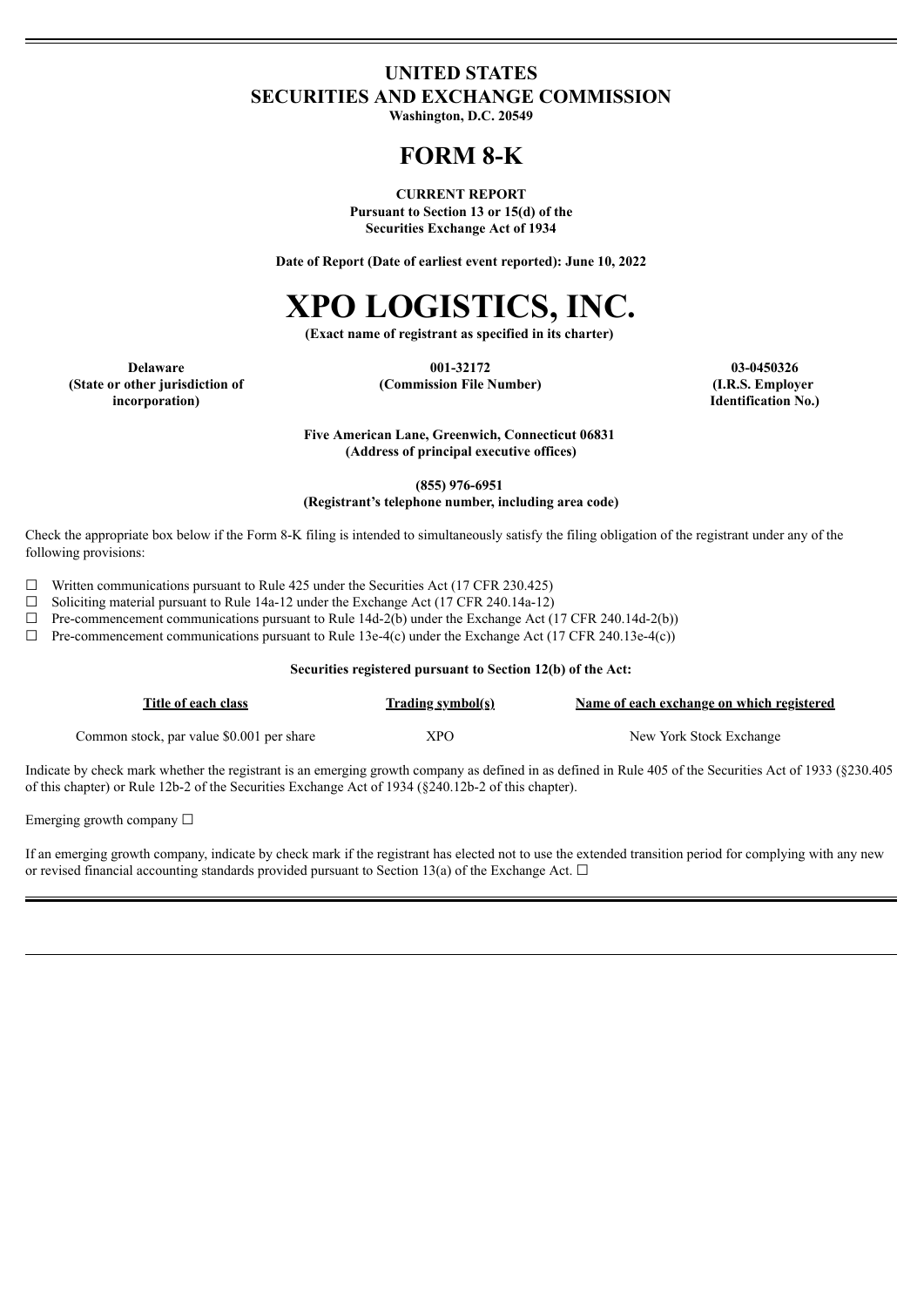# UNITED STATES
# SECURITIES AND EXCHANGE COMMISSION

**Washington, D.C. 20549**

# FORM 8-K

**CURRENT REPORT**
**Pursuant to Section 13 or 15(d) of the**
**Securities Exchange Act of 1934**

**Date of Report (Date of earliest event reported): June 10, 2022**

# XPO LOGISTICS, INC.

**(Exact name of registrant as specified in its charter)**

| Delaware | 001-32172 | 03-0450326 |
|---|---|---|
| (State or other jurisdiction of incorporation) | (Commission File Number) | (I.R.S. Employer Identification No.) |

**Five American Lane, Greenwich, Connecticut 06831**
**(Address of principal executive offices)**

**(855) 976-6951**
**(Registrant's telephone number, including area code)**

Check the appropriate box below if the Form 8-K filing is intended to simultaneously satisfy the filing obligation of the registrant under any of the following provisions:

☐ Written communications pursuant to Rule 425 under the Securities Act (17 CFR 230.425)
☐ Soliciting material pursuant to Rule 14a-12 under the Exchange Act (17 CFR 240.14a-12)
☐ Pre-commencement communications pursuant to Rule 14d-2(b) under the Exchange Act (17 CFR 240.14d-2(b))
☐ Pre-commencement communications pursuant to Rule 13e-4(c) under the Exchange Act (17 CFR 240.13e-4(c))

**Securities registered pursuant to Section 12(b) of the Act:**

| Title of each class | Trading symbol(s) | Name of each exchange on which registered |
|---|---|---|
| Common stock, par value $0.001 per share | XPO | New York Stock Exchange |

Indicate by check mark whether the registrant is an emerging growth company as defined in as defined in Rule 405 of the Securities Act of 1933 (§230.405 of this chapter) or Rule 12b-2 of the Securities Exchange Act of 1934 (§240.12b-2 of this chapter).

Emerging growth company ☐

If an emerging growth company, indicate by check mark if the registrant has elected not to use the extended transition period for complying with any new or revised financial accounting standards provided pursuant to Section 13(a) of the Exchange Act. ☐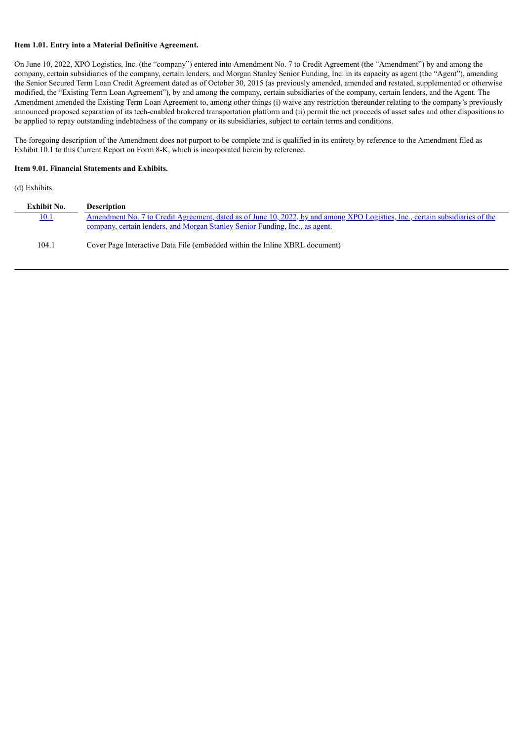**Item 1.01. Entry into a Material Definitive Agreement.**

On June 10, 2022, XPO Logistics, Inc. (the "company") entered into Amendment No. 7 to Credit Agreement (the "Amendment") by and among the company, certain subsidiaries of the company, certain lenders, and Morgan Stanley Senior Funding, Inc. in its capacity as agent (the "Agent"), amending the Senior Secured Term Loan Credit Agreement dated as of October 30, 2015 (as previously amended, amended and restated, supplemented or otherwise modified, the "Existing Term Loan Agreement"), by and among the company, certain subsidiaries of the company, certain lenders, and the Agent. The Amendment amended the Existing Term Loan Agreement to, among other things (i) waive any restriction thereunder relating to the company's previously announced proposed separation of its tech-enabled brokered transportation platform and (ii) permit the net proceeds of asset sales and other dispositions to be applied to repay outstanding indebtedness of the company or its subsidiaries, subject to certain terms and conditions.

The foregoing description of the Amendment does not purport to be complete and is qualified in its entirety by reference to the Amendment filed as Exhibit 10.1 to this Current Report on Form 8-K, which is incorporated herein by reference.

**Item 9.01. Financial Statements and Exhibits.**

(d) Exhibits.

| Exhibit No. | Description |
|---|---|
| 10.1 | Amendment No. 7 to Credit Agreement, dated as of June 10, 2022, by and among XPO Logistics, Inc., certain subsidiaries of the company, certain lenders, and Morgan Stanley Senior Funding, Inc., as agent. |
| 104.1 | Cover Page Interactive Data File (embedded within the Inline XBRL document) |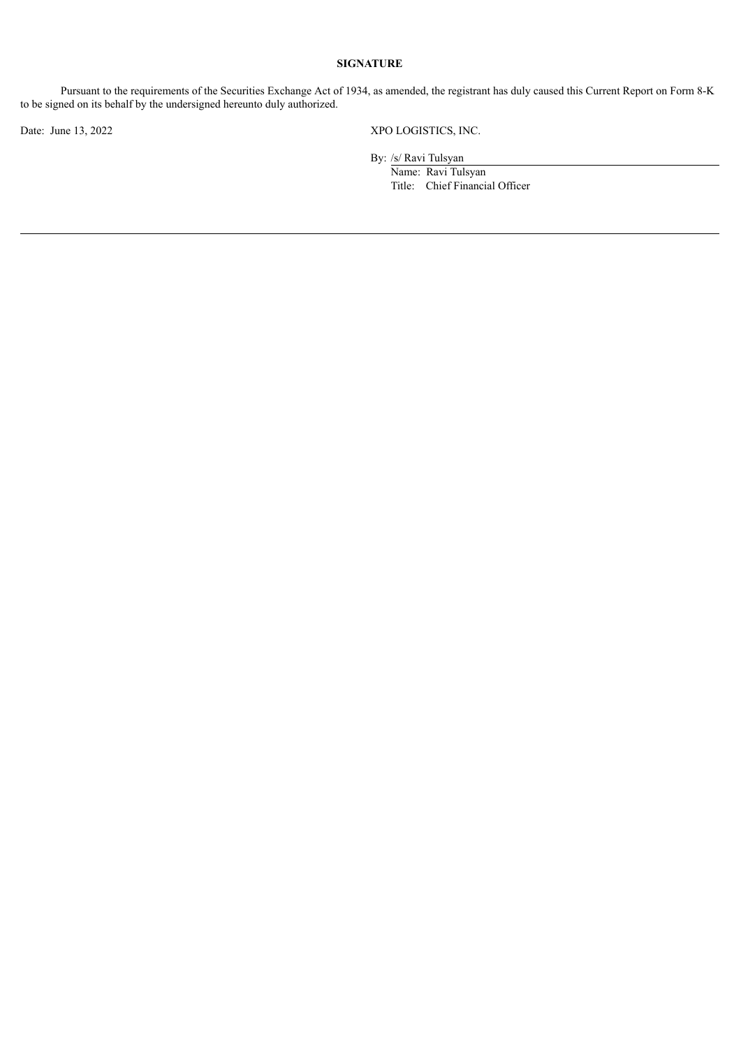## SIGNATURE

Pursuant to the requirements of the Securities Exchange Act of 1934, as amended, the registrant has duly caused this Current Report on Form 8-K to be signed on its behalf by the undersigned hereunto duly authorized.

Date: June 13, 2022

XPO LOGISTICS, INC.

By: /s/ Ravi Tulsyan

Name: Ravi Tulsyan

Title: Chief Financial Officer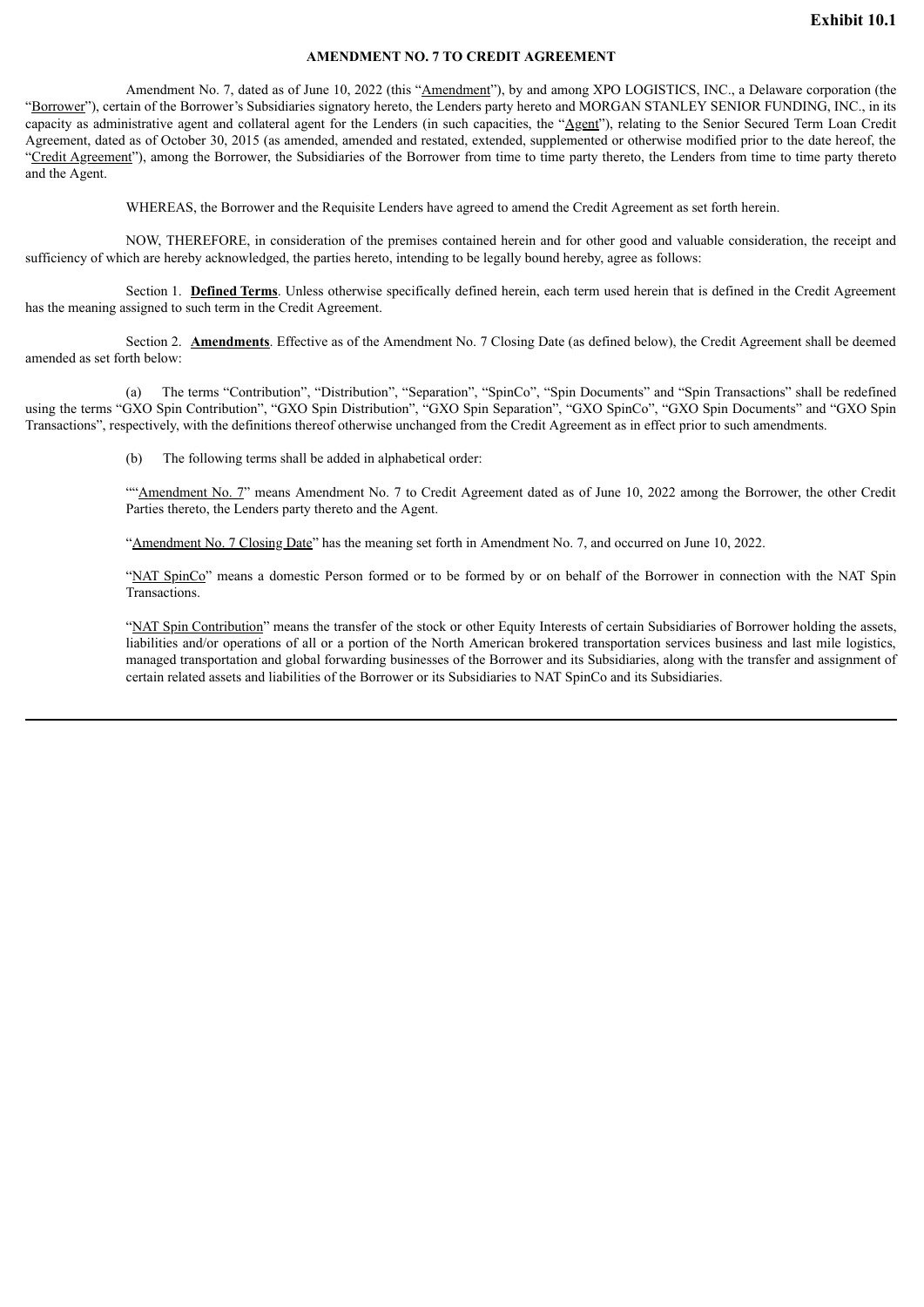**Exhibit 10.1**

**AMENDMENT NO. 7 TO CREDIT AGREEMENT**

Amendment No. 7, dated as of June 10, 2022 (this "Amendment"), by and among XPO LOGISTICS, INC., a Delaware corporation (the "Borrower"), certain of the Borrower's Subsidiaries signatory hereto, the Lenders party hereto and MORGAN STANLEY SENIOR FUNDING, INC., in its capacity as administrative agent and collateral agent for the Lenders (in such capacities, the "Agent"), relating to the Senior Secured Term Loan Credit Agreement, dated as of October 30, 2015 (as amended, amended and restated, extended, supplemented or otherwise modified prior to the date hereof, the "Credit Agreement"), among the Borrower, the Subsidiaries of the Borrower from time to time party thereto, the Lenders from time to time party thereto and the Agent.

WHEREAS, the Borrower and the Requisite Lenders have agreed to amend the Credit Agreement as set forth herein.

NOW, THEREFORE, in consideration of the premises contained herein and for other good and valuable consideration, the receipt and sufficiency of which are hereby acknowledged, the parties hereto, intending to be legally bound hereby, agree as follows:

Section 1. **Defined Terms**. Unless otherwise specifically defined herein, each term used herein that is defined in the Credit Agreement has the meaning assigned to such term in the Credit Agreement.

Section 2. **Amendments**. Effective as of the Amendment No. 7 Closing Date (as defined below), the Credit Agreement shall be deemed amended as set forth below:

(a) The terms "Contribution", "Distribution", "Separation", "SpinCo", "Spin Documents" and "Spin Transactions" shall be redefined using the terms "GXO Spin Contribution", "GXO Spin Distribution", "GXO Spin Separation", "GXO SpinCo", "GXO Spin Documents" and "GXO Spin Transactions", respectively, with the definitions thereof otherwise unchanged from the Credit Agreement as in effect prior to such amendments.

(b) The following terms shall be added in alphabetical order:

""Amendment No. 7" means Amendment No. 7 to Credit Agreement dated as of June 10, 2022 among the Borrower, the other Credit Parties thereto, the Lenders party thereto and the Agent.

"Amendment No. 7 Closing Date" has the meaning set forth in Amendment No. 7, and occurred on June 10, 2022.

"NAT SpinCo" means a domestic Person formed or to be formed by or on behalf of the Borrower in connection with the NAT Spin Transactions.

"NAT Spin Contribution" means the transfer of the stock or other Equity Interests of certain Subsidiaries of Borrower holding the assets, liabilities and/or operations of all or a portion of the North American brokered transportation services business and last mile logistics, managed transportation and global forwarding businesses of the Borrower and its Subsidiaries, along with the transfer and assignment of certain related assets and liabilities of the Borrower or its Subsidiaries to NAT SpinCo and its Subsidiaries.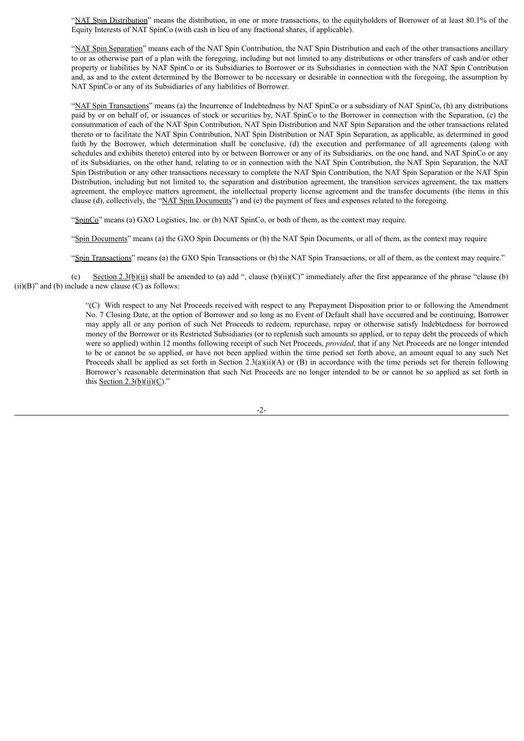"NAT Spin Distribution" means the distribution, in one or more transactions, to the equityholders of Borrower of at least 80.1% of the Equity Interests of NAT SpinCo (with cash in lieu of any fractional shares, if applicable).

"NAT Spin Separation" means each of the NAT Spin Contribution, the NAT Spin Distribution and each of the other transactions ancillary to or as otherwise part of a plan with the foregoing, including but not limited to any distributions or other transfers of cash and/or other property or liabilities by NAT SpinCo or its Subsidiaries to Borrower or its Subsidiaries in connection with the NAT Spin Contribution and, as and to the extent determined by the Borrower to be necessary or desirable in connection with the foregoing, the assumption by NAT SpinCo or any of its Subsidiaries of any liabilities of Borrower.

"NAT Spin Transactions" means (a) the Incurrence of Indebtedness by NAT SpinCo or a subsidiary of NAT SpinCo, (b) any distributions paid by or on behalf of, or issuances of stock or securities by, NAT SpinCo to the Borrower in connection with the Separation, (c) the consummation of each of the NAT Spin Contribution, NAT Spin Distribution and NAT Spin Separation and the other transactions related thereto or to facilitate the NAT Spin Contribution, NAT Spin Distribution or NAT Spin Separation, as applicable, as determined in good faith by the Borrower, which determination shall be conclusive, (d) the execution and performance of all agreements (along with schedules and exhibits thereto) entered into by or between Borrower or any of its Subsidiaries, on the one hand, and NAT SpinCo or any of its Subsidiaries, on the other hand, relating to or in connection with the NAT Spin Contribution, the NAT Spin Separation, the NAT Spin Distribution or any other transactions necessary to complete the NAT Spin Contribution, the NAT Spin Separation or the NAT Spin Distribution, including but not limited to, the separation and distribution agreement, the transition services agreement, the tax matters agreement, the employee matters agreement, the intellectual property license agreement and the transfer documents (the items in this clause (d), collectively, the "NAT Spin Documents") and (e) the payment of fees and expenses related to the foregoing.

"SpinCo" means (a) GXO Logistics, Inc. or (b) NAT SpinCo, or both of them, as the context may require.

"Spin Documents" means (a) the GXO Spin Documents or (b) the NAT Spin Documents, or all of them, as the context may require

"Spin Transactions" means (a) the GXO Spin Transactions or (b) the NAT Spin Transactions, or all of them, as the context may require."

(c) Section 2.3(b)(ii) shall be amended to (a) add ", clause (b)(ii)(C)" immediately after the first appearance of the phrase "clause (b)(ii)(B)" and (b) include a new clause (C) as follows:

> "(C) With respect to any Net Proceeds received with respect to any Prepayment Disposition prior to or following the Amendment No. 7 Closing Date, at the option of Borrower and so long as no Event of Default shall have occurred and be continuing, Borrower may apply all or any portion of such Net Proceeds to redeem, repurchase, repay or otherwise satisfy Indebtedness for borrowed money of the Borrower or its Restricted Subsidiaries (or to replenish such amounts so applied, or to repay debt the proceeds of which were so applied) within 12 months following receipt of such Net Proceeds, *provided*, that if any Net Proceeds are no longer intended to be or cannot be so applied, or have not been applied within the time period set forth above, an amount equal to any such Net Proceeds shall be applied as set forth in Section 2.3(a)(ii)(A) or (B) in accordance with the time periods set for therein following Borrower's reasonable determination that such Net Proceeds are no longer intended to be or cannot be so applied as set forth in this Section 2.3(b)(ii)(C)."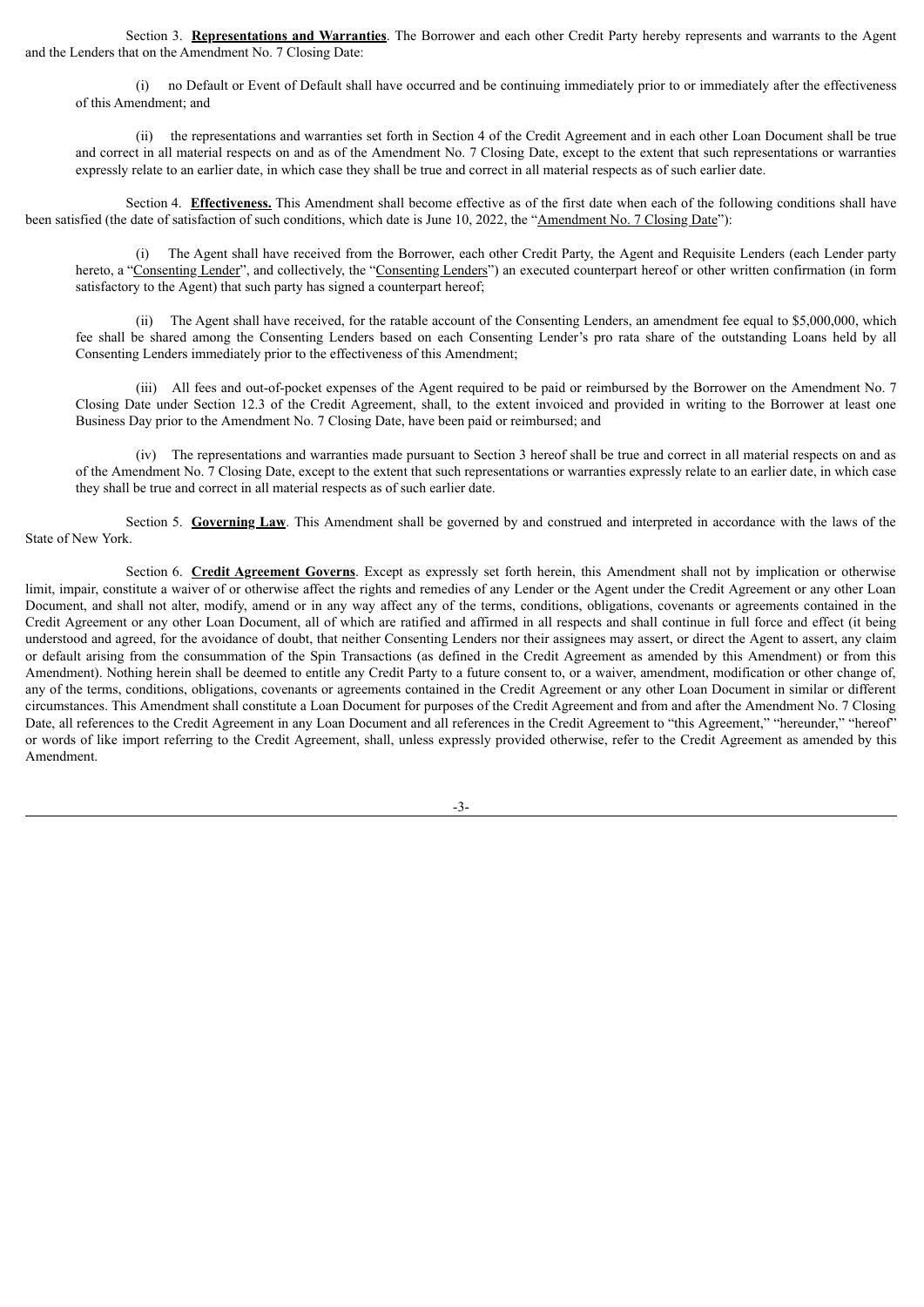Section 3. **Representations and Warranties**. The Borrower and each other Credit Party hereby represents and warrants to the Agent and the Lenders that on the Amendment No. 7 Closing Date:

(i) no Default or Event of Default shall have occurred and be continuing immediately prior to or immediately after the effectiveness of this Amendment; and

(ii) the representations and warranties set forth in Section 4 of the Credit Agreement and in each other Loan Document shall be true and correct in all material respects on and as of the Amendment No. 7 Closing Date, except to the extent that such representations or warranties expressly relate to an earlier date, in which case they shall be true and correct in all material respects as of such earlier date.

Section 4. **Effectiveness.** This Amendment shall become effective as of the first date when each of the following conditions shall have been satisfied (the date of satisfaction of such conditions, which date is June 10, 2022, the "Amendment No. 7 Closing Date"):

(i) The Agent shall have received from the Borrower, each other Credit Party, the Agent and Requisite Lenders (each Lender party hereto, a "Consenting Lender", and collectively, the "Consenting Lenders") an executed counterpart hereof or other written confirmation (in form satisfactory to the Agent) that such party has signed a counterpart hereof;

(ii) The Agent shall have received, for the ratable account of the Consenting Lenders, an amendment fee equal to $5,000,000, which fee shall be shared among the Consenting Lenders based on each Consenting Lender's pro rata share of the outstanding Loans held by all Consenting Lenders immediately prior to the effectiveness of this Amendment;

(iii) All fees and out-of-pocket expenses of the Agent required to be paid or reimbursed by the Borrower on the Amendment No. 7 Closing Date under Section 12.3 of the Credit Agreement, shall, to the extent invoiced and provided in writing to the Borrower at least one Business Day prior to the Amendment No. 7 Closing Date, have been paid or reimbursed; and

(iv) The representations and warranties made pursuant to Section 3 hereof shall be true and correct in all material respects on and as of the Amendment No. 7 Closing Date, except to the extent that such representations or warranties expressly relate to an earlier date, in which case they shall be true and correct in all material respects as of such earlier date.

Section 5. **Governing Law**. This Amendment shall be governed by and construed and interpreted in accordance with the laws of the State of New York.

Section 6. **Credit Agreement Governs**. Except as expressly set forth herein, this Amendment shall not by implication or otherwise limit, impair, constitute a waiver of or otherwise affect the rights and remedies of any Lender or the Agent under the Credit Agreement or any other Loan Document, and shall not alter, modify, amend or in any way affect any of the terms, conditions, obligations, covenants or agreements contained in the Credit Agreement or any other Loan Document, all of which are ratified and affirmed in all respects and shall continue in full force and effect (it being understood and agreed, for the avoidance of doubt, that neither Consenting Lenders nor their assignees may assert, or direct the Agent to assert, any claim or default arising from the consummation of the Spin Transactions (as defined in the Credit Agreement as amended by this Amendment) or from this Amendment). Nothing herein shall be deemed to entitle any Credit Party to a future consent to, or a waiver, amendment, modification or other change of, any of the terms, conditions, obligations, covenants or agreements contained in the Credit Agreement or any other Loan Document in similar or different circumstances. This Amendment shall constitute a Loan Document for purposes of the Credit Agreement and from and after the Amendment No. 7 Closing Date, all references to the Credit Agreement in any Loan Document and all references in the Credit Agreement to "this Agreement," "hereunder," "hereof" or words of like import referring to the Credit Agreement, shall, unless expressly provided otherwise, refer to the Credit Agreement as amended by this Amendment.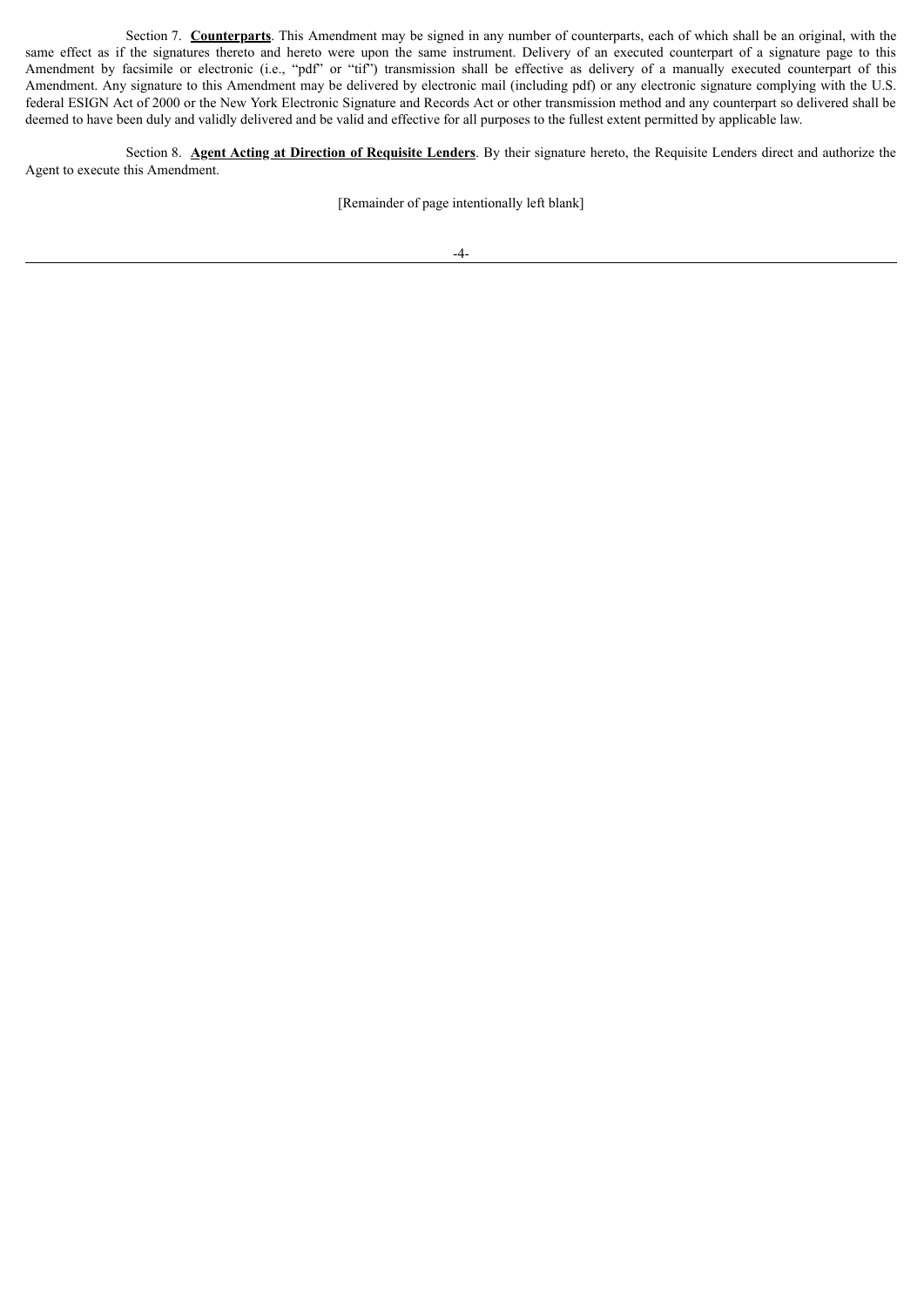Section 7. **Counterparts**. This Amendment may be signed in any number of counterparts, each of which shall be an original, with the same effect as if the signatures thereto and hereto were upon the same instrument. Delivery of an executed counterpart of a signature page to this Amendment by facsimile or electronic (i.e., "pdf" or "tif") transmission shall be effective as delivery of a manually executed counterpart of this Amendment. Any signature to this Amendment may be delivered by electronic mail (including pdf) or any electronic signature complying with the U.S. federal ESIGN Act of 2000 or the New York Electronic Signature and Records Act or other transmission method and any counterpart so delivered shall be deemed to have been duly and validly delivered and be valid and effective for all purposes to the fullest extent permitted by applicable law.

Section 8. **Agent Acting at Direction of Requisite Lenders**. By their signature hereto, the Requisite Lenders direct and authorize the Agent to execute this Amendment.

[Remainder of page intentionally left blank]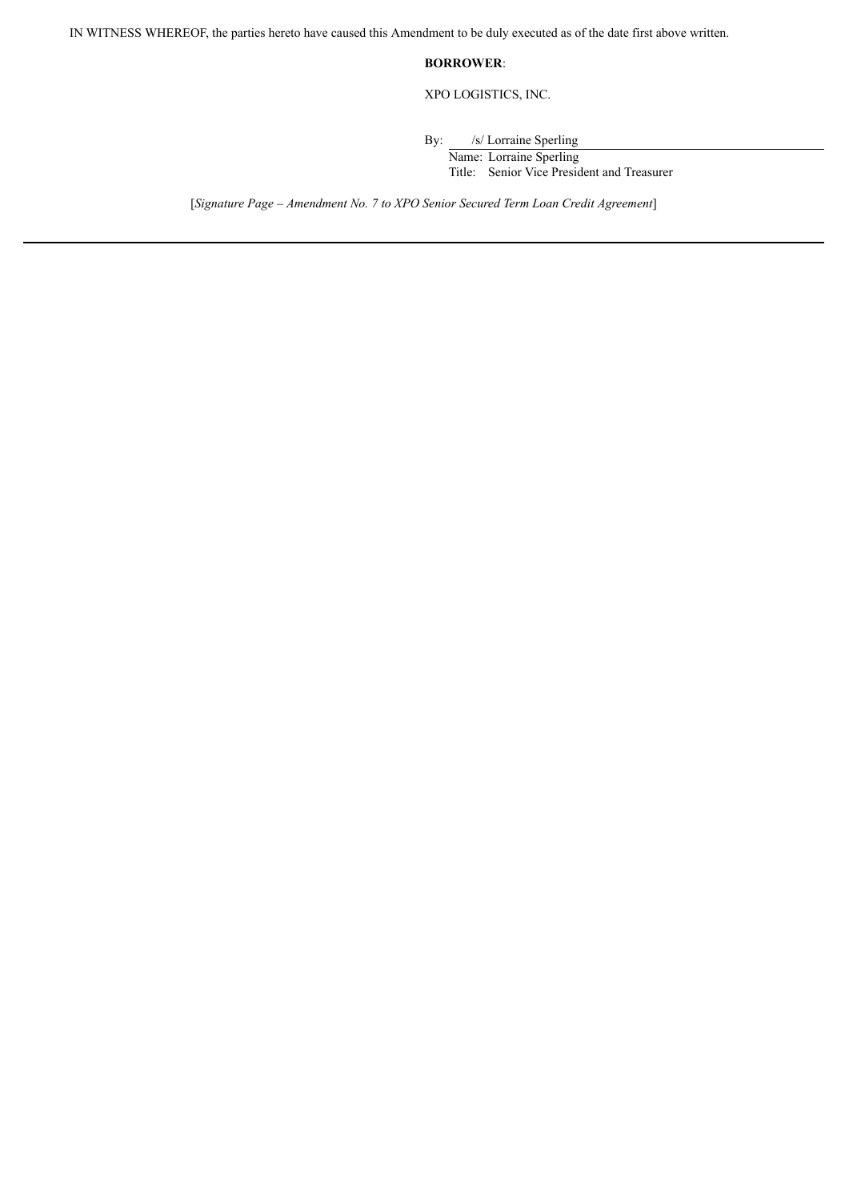IN WITNESS WHEREOF, the parties hereto have caused this Amendment to be duly executed as of the date first above written.

**BORROWER**:

XPO LOGISTICS, INC.

By: /s/ Lorraine Sperling
Name: Lorraine Sperling
Title: Senior Vice President and Treasurer

[*Signature Page – Amendment No. 7 to XPO Senior Secured Term Loan Credit Agreement*]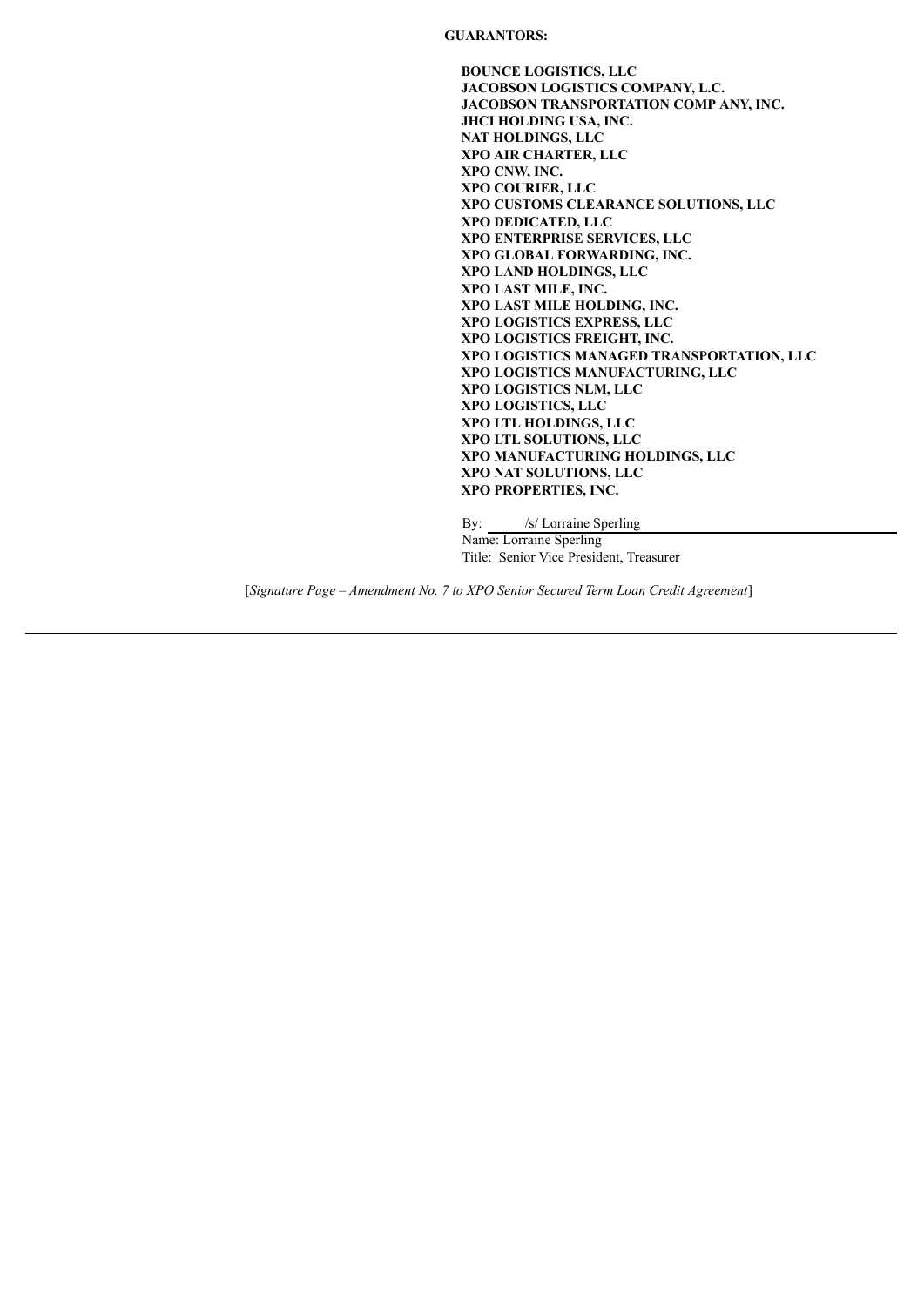**GUARANTORS:**

**BOUNCE LOGISTICS, LLC**
**JACOBSON LOGISTICS COMPANY, L.C.**
**JACOBSON TRANSPORTATION COMP ANY, INC.**
**JHCI HOLDING USA, INC.**
**NAT HOLDINGS, LLC**
**XPO AIR CHARTER, LLC**
**XPO CNW, INC.**
**XPO COURIER, LLC**
**XPO CUSTOMS CLEARANCE SOLUTIONS, LLC**
**XPO DEDICATED, LLC**
**XPO ENTERPRISE SERVICES, LLC**
**XPO GLOBAL FORWARDING, INC.**
**XPO LAND HOLDINGS, LLC**
**XPO LAST MILE, INC.**
**XPO LAST MILE HOLDING, INC.**
**XPO LOGISTICS EXPRESS, LLC**
**XPO LOGISTICS FREIGHT, INC.**
**XPO LOGISTICS MANAGED TRANSPORTATION, LLC**
**XPO LOGISTICS MANUFACTURING, LLC**
**XPO LOGISTICS NLM, LLC**
**XPO LOGISTICS, LLC**
**XPO LTL HOLDINGS, LLC**
**XPO LTL SOLUTIONS, LLC**
**XPO MANUFACTURING HOLDINGS, LLC**
**XPO NAT SOLUTIONS, LLC**
**XPO PROPERTIES, INC.**

By: /s/ Lorraine Sperling
Name: Lorraine Sperling
Title: Senior Vice President, Treasurer

[*Signature Page – Amendment No. 7 to XPO Senior Secured Term Loan Credit Agreement*]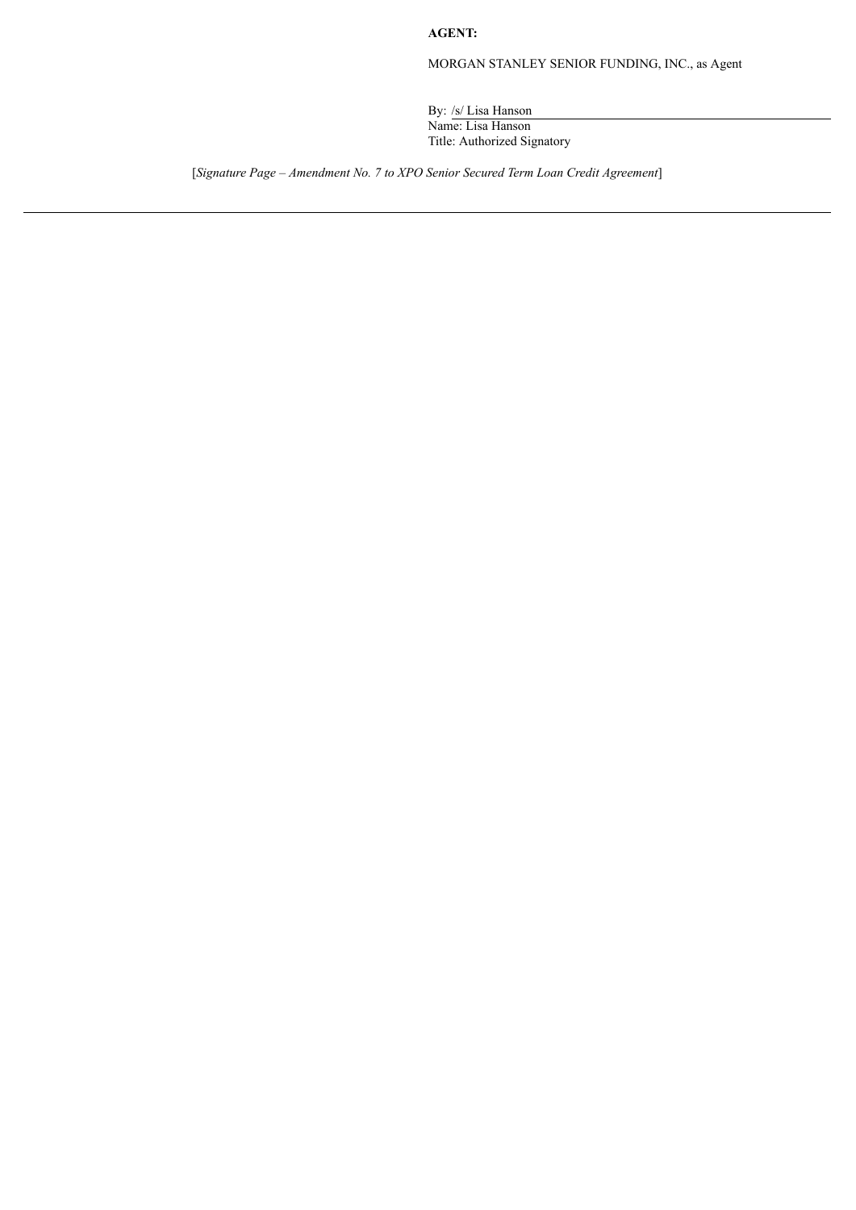**AGENT:**

MORGAN STANLEY SENIOR FUNDING, INC., as Agent

By: /s/ Lisa Hanson
Name: Lisa Hanson
Title: Authorized Signatory

[*Signature Page – Amendment No. 7 to XPO Senior Secured Term Loan Credit Agreement*]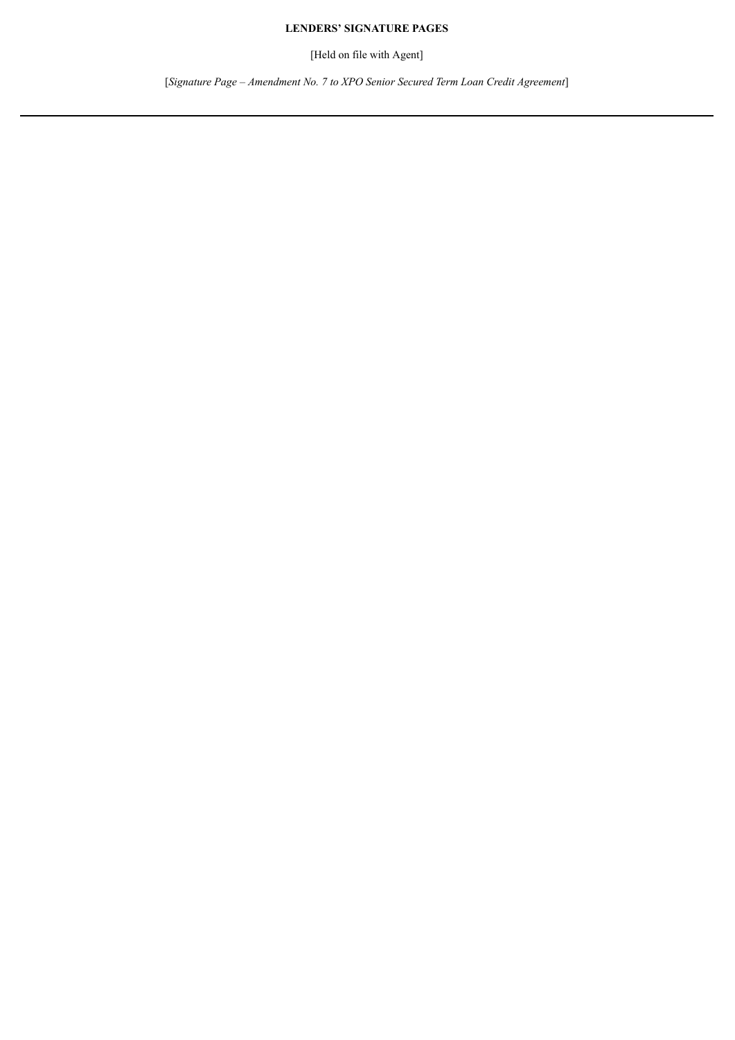**LENDERS' SIGNATURE PAGES**

[Held on file with Agent]

[*Signature Page – Amendment No. 7 to XPO Senior Secured Term Loan Credit Agreement*]